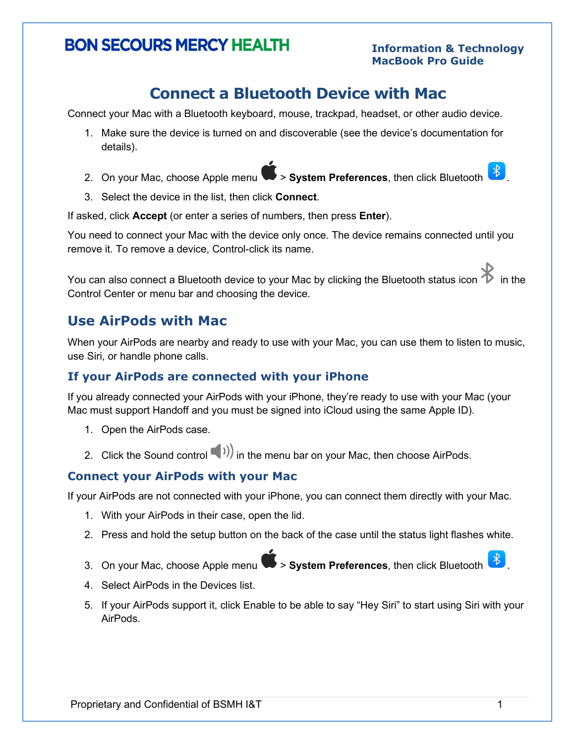# Connect a Bluetooth Device with Mac

Connect your Mac with a Bluetooth keyboard, mouse, trackpad, headset, or other audio device.

1. Make sure the device is turned on and discoverable (see the device's documentation for details).
2. On your Mac, choose Apple menu > **System Preferences**, then click Bluetooth.
3. Select the device in the list, then click **Connect**.

If asked, click **Accept** (or enter a series of numbers, then press **Enter**).

You need to connect your Mac with the device only once. The device remains connected until you remove it. To remove a device, Control-click its name.

You can also connect a Bluetooth device to your Mac by clicking the Bluetooth status icon in the Control Center or menu bar and choosing the device.

## Use AirPods with Mac

When your AirPods are nearby and ready to use with your Mac, you can use them to listen to music, use Siri, or handle phone calls.

### If your AirPods are connected with your iPhone

If you already connected your AirPods with your iPhone, they're ready to use with your Mac (your Mac must support Handoff and you must be signed into iCloud using the same Apple ID).

1. Open the AirPods case.
2. Click the Sound control in the menu bar on your Mac, then choose AirPods.

### Connect your AirPods with your Mac

If your AirPods are not connected with your iPhone, you can connect them directly with your Mac.

1. With your AirPods in their case, open the lid.
2. Press and hold the setup button on the back of the case until the status light flashes white.
3. On your Mac, choose Apple menu > **System Preferences**, then click Bluetooth.
4. Select AirPods in the Devices list.
5. If your AirPods support it, click Enable to be able to say "Hey Siri" to start using Siri with your AirPods.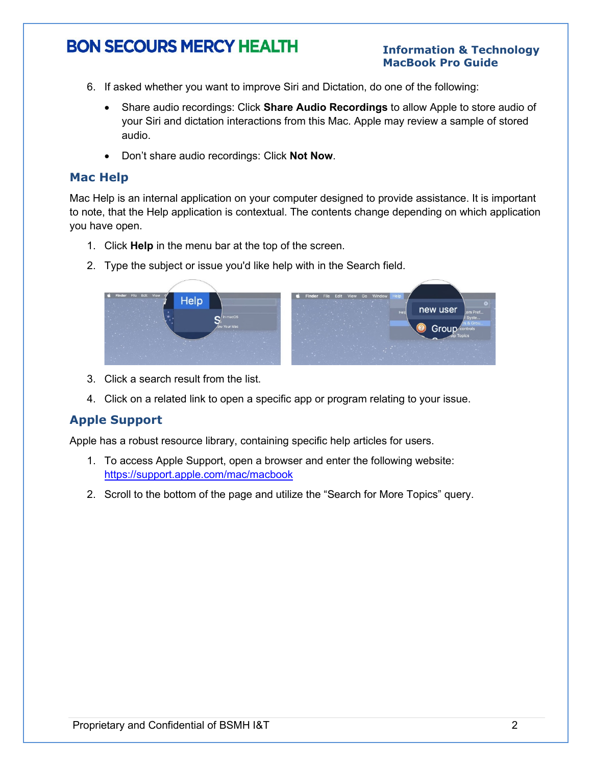6. If asked whether you want to improve Siri and Dictation, do one of the following:
   - Share audio recordings: Click **Share Audio Recordings** to allow Apple to store audio of your Siri and dictation interactions from this Mac. Apple may review a sample of stored audio.
   - Don't share audio recordings: Click **Not Now**.

## Mac Help

Mac Help is an internal application on your computer designed to provide assistance. It is important to note, that the Help application is contextual. The contents change depending on which application you have open.

1. Click **Help** in the menu bar at the top of the screen.
2. Type the subject or issue you'd like help with in the Search field.
3. Click a search result from the list.
4. Click on a related link to open a specific app or program relating to your issue.

## Apple Support

Apple has a robust resource library, containing specific help articles for users.

1. To access Apple Support, open a browser and enter the following website: [https://support.apple.com/mac/macbook](https://support.apple.com/mac/macbook)
2. Scroll to the bottom of the page and utilize the "Search for More Topics" query.